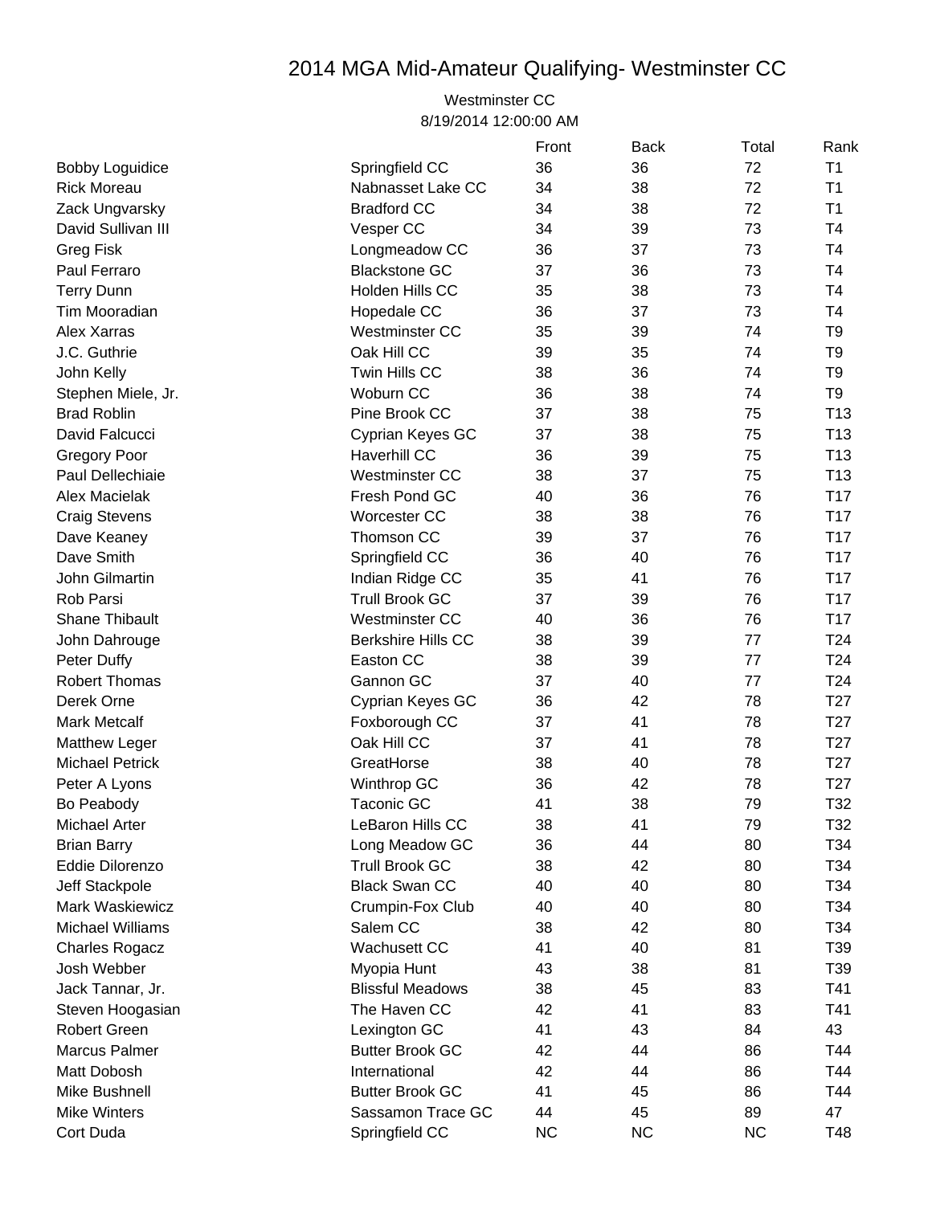# 2014 MGA Mid-Amateur Qualifying- Westminster CC

Westminster CC
8/19/2014 12:00:00 AM

| | | Front | Back | Total | Rank |
|---|---|---|---|---|---|
| Bobby Loguidice | Springfield CC | 36 | 36 | 72 | T1 |
| Rick Moreau | Nabnasset Lake CC | 34 | 38 | 72 | T1 |
| Zack Ungvarsky | Bradford CC | 34 | 38 | 72 | T1 |
| David Sullivan III | Vesper CC | 34 | 39 | 73 | T4 |
| Greg Fisk | Longmeadow CC | 36 | 37 | 73 | T4 |
| Paul Ferraro | Blackstone GC | 37 | 36 | 73 | T4 |
| Terry Dunn | Holden Hills CC | 35 | 38 | 73 | T4 |
| Tim Mooradian | Hopedale CC | 36 | 37 | 73 | T4 |
| Alex Xarras | Westminster CC | 35 | 39 | 74 | T9 |
| J.C. Guthrie | Oak Hill CC | 39 | 35 | 74 | T9 |
| John Kelly | Twin Hills CC | 38 | 36 | 74 | T9 |
| Stephen Miele, Jr. | Woburn CC | 36 | 38 | 74 | T9 |
| Brad Roblin | Pine Brook CC | 37 | 38 | 75 | T13 |
| David Falcucci | Cyprian Keyes GC | 37 | 38 | 75 | T13 |
| Gregory Poor | Haverhill CC | 36 | 39 | 75 | T13 |
| Paul Dellechiaie | Westminster CC | 38 | 37 | 75 | T13 |
| Alex Macielak | Fresh Pond GC | 40 | 36 | 76 | T17 |
| Craig Stevens | Worcester CC | 38 | 38 | 76 | T17 |
| Dave Keaney | Thomson CC | 39 | 37 | 76 | T17 |
| Dave Smith | Springfield CC | 36 | 40 | 76 | T17 |
| John Gilmartin | Indian Ridge CC | 35 | 41 | 76 | T17 |
| Rob Parsi | Trull Brook GC | 37 | 39 | 76 | T17 |
| Shane Thibault | Westminster CC | 40 | 36 | 76 | T17 |
| John Dahrouge | Berkshire Hills CC | 38 | 39 | 77 | T24 |
| Peter Duffy | Easton CC | 38 | 39 | 77 | T24 |
| Robert Thomas | Gannon GC | 37 | 40 | 77 | T24 |
| Derek Orne | Cyprian Keyes GC | 36 | 42 | 78 | T27 |
| Mark Metcalf | Foxborough CC | 37 | 41 | 78 | T27 |
| Matthew Leger | Oak Hill CC | 37 | 41 | 78 | T27 |
| Michael Petrick | GreatHorse | 38 | 40 | 78 | T27 |
| Peter A Lyons | Winthrop GC | 36 | 42 | 78 | T27 |
| Bo Peabody | Taconic GC | 41 | 38 | 79 | T32 |
| Michael Arter | LeBaron Hills CC | 38 | 41 | 79 | T32 |
| Brian Barry | Long Meadow GC | 36 | 44 | 80 | T34 |
| Eddie Dilorenzo | Trull Brook GC | 38 | 42 | 80 | T34 |
| Jeff Stackpole | Black Swan CC | 40 | 40 | 80 | T34 |
| Mark Waskiewicz | Crumpin-Fox Club | 40 | 40 | 80 | T34 |
| Michael Williams | Salem CC | 38 | 42 | 80 | T34 |
| Charles Rogacz | Wachusett CC | 41 | 40 | 81 | T39 |
| Josh Webber | Myopia Hunt | 43 | 38 | 81 | T39 |
| Jack Tannar, Jr. | Blissful Meadows | 38 | 45 | 83 | T41 |
| Steven Hoogasian | The Haven CC | 42 | 41 | 83 | T41 |
| Robert Green | Lexington GC | 41 | 43 | 84 | 43 |
| Marcus Palmer | Butter Brook GC | 42 | 44 | 86 | T44 |
| Matt Dobosh | International | 42 | 44 | 86 | T44 |
| Mike Bushnell | Butter Brook GC | 41 | 45 | 86 | T44 |
| Mike Winters | Sassamon Trace GC | 44 | 45 | 89 | 47 |
| Cort Duda | Springfield CC | NC | NC | NC | T48 |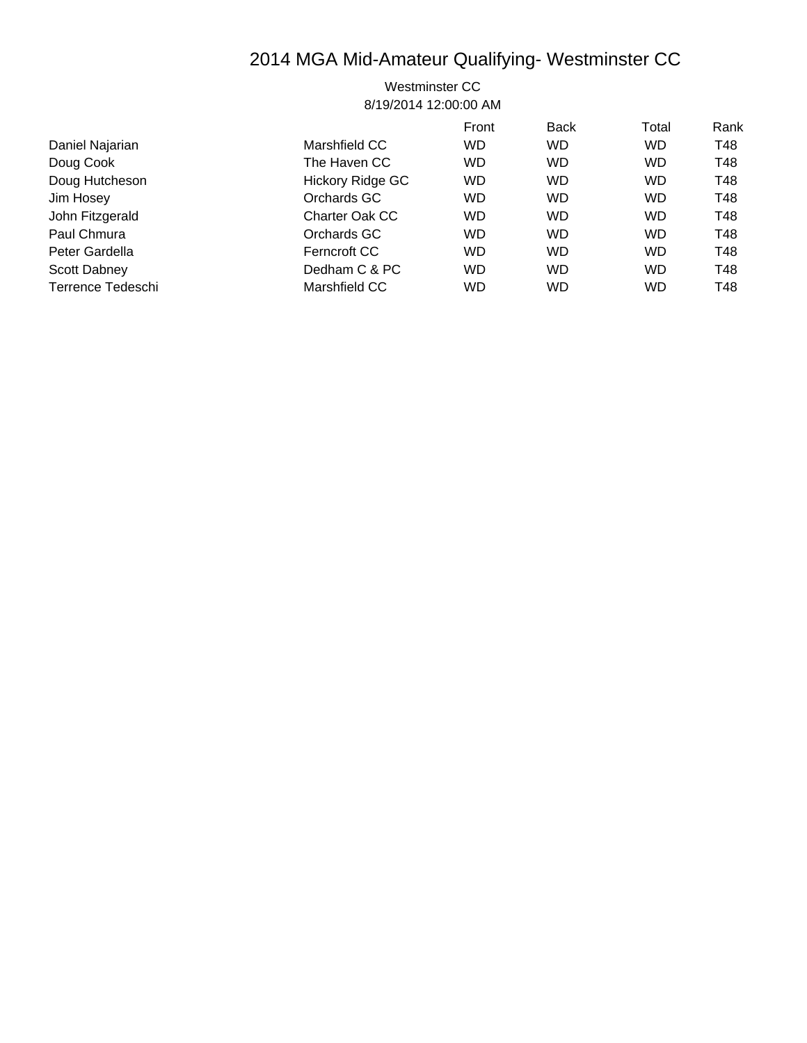# 2014 MGA Mid-Amateur Qualifying- Westminster CC

Westminster CC

8/19/2014 12:00:00 AM

| | | Front | Back | Total | Rank |
|---|---|---|---|---|---|
| Daniel Najarian | Marshfield CC | WD | WD | WD | T48 |
| Doug Cook | The Haven CC | WD | WD | WD | T48 |
| Doug Hutcheson | Hickory Ridge GC | WD | WD | WD | T48 |
| Jim Hosey | Orchards GC | WD | WD | WD | T48 |
| John Fitzgerald | Charter Oak CC | WD | WD | WD | T48 |
| Paul Chmura | Orchards GC | WD | WD | WD | T48 |
| Peter Gardella | Ferncroft CC | WD | WD | WD | T48 |
| Scott Dabney | Dedham C & PC | WD | WD | WD | T48 |
| Terrence Tedeschi | Marshfield CC | WD | WD | WD | T48 |